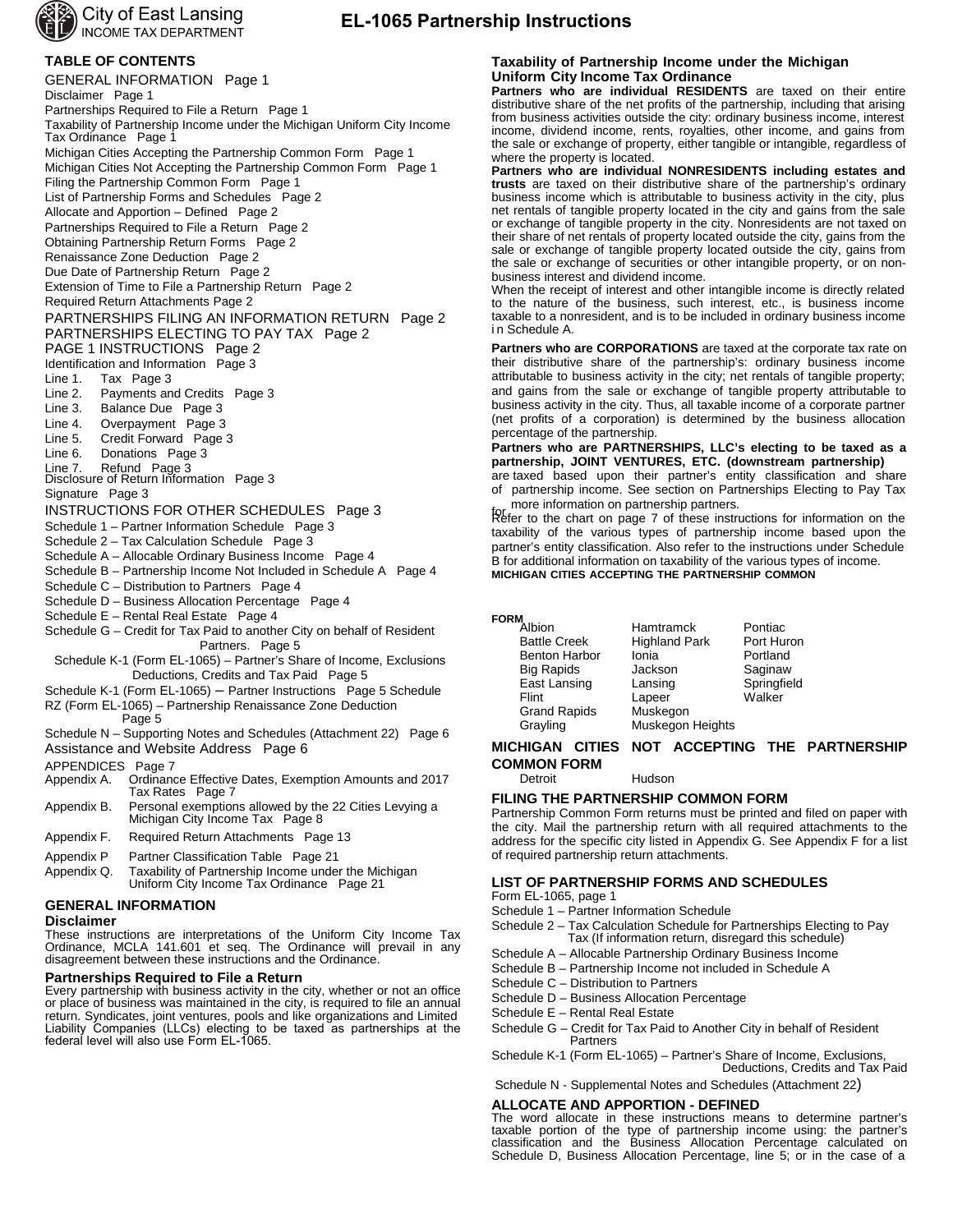# EL-1065 Partnership Instructions

City of East Lansing
INCOME TAX DEPARTMENT

## TABLE OF CONTENTS

GENERAL INFORMATION Page 1
Disclaimer Page 1
Partnerships Required to File a Return Page 1
Taxability of Partnership Income under the Michigan Uniform City Income Tax Ordinance Page 1
Michigan Cities Accepting the Partnership Common Form Page 1
Michigan Cities Not Accepting the Partnership Common Form Page 1
Filing the Partnership Common Form Page 1
List of Partnership Forms and Schedules Page 2
Allocate and Apportion – Defined Page 2
Partnerships Required to File a Return Page 2
Obtaining Partnership Return Forms Page 2
Renaissance Zone Deduction Page 2
Due Date of Partnership Return Page 2
Extension of Time to File a Partnership Return Page 2
Required Return Attachments Page 2
PARTNERSHIPS FILING AN INFORMATION RETURN Page 2
PARTNERSHIPS ELECTING TO PAY TAX Page 2
PAGE 1 INSTRUCTIONS Page 2
Identification and Information Page 3
Line 1. Tax Page 3
Line 2. Payments and Credits Page 3
Line 3. Balance Due Page 3
Line 4. Overpayment Page 3
Line 5. Credit Forward Page 3
Line 6. Donations Page 3
Line 7. Refund Page 3
Disclosure of Return Information Page 3
Signature Page 3
INSTRUCTIONS FOR OTHER SCHEDULES Page 3
Schedule 1 – Partner Information Schedule Page 3
Schedule 2 – Tax Calculation Schedule Page 3
Schedule A – Allocable Ordinary Business Income Page 4
Schedule B – Partnership Income Not Included in Schedule A Page 4
Schedule C – Distribution to Partners Page 4
Schedule D – Business Allocation Percentage Page 4
Schedule E – Rental Real Estate Page 4
Schedule G – Credit for Tax Paid to another City on behalf of Resident Partners. Page 5
Schedule K-1 (Form EL-1065) – Partner's Share of Income, Exclusions Deductions, Credits and Tax Paid Page 5
Schedule K-1 (Form EL-1065) – Partner Instructions Page 5
Schedule RZ (Form EL-1065) – Partnership Renaissance Zone Deduction Page 5
Schedule N – Supporting Notes and Schedules (Attachment 22) Page 6
Assistance and Website Address Page 6
APPENDICES Page 7
Appendix A. Ordinance Effective Dates, Exemption Amounts and 2017 Tax Rates Page 7
Appendix B. Personal exemptions allowed by the 22 Cities Levying a Michigan City Income Tax Page 8
Appendix F. Required Return Attachments Page 13
Appendix P Partner Classification Table Page 21
Appendix Q. Taxability of Partnership Income under the Michigan Uniform City Income Tax Ordinance Page 21

## GENERAL INFORMATION

### Disclaimer

These instructions are interpretations of the Uniform City Income Tax Ordinance, MCLA 141.601 et seq. The Ordinance will prevail in any disagreement between these instructions and the Ordinance.

### Partnerships Required to File a Return

Every partnership with business activity in the city, whether or not an office or place of business was maintained in the city, is required to file an annual return. Syndicates, joint ventures, pools and like organizations and Limited Liability Companies (LLCs) electing to be taxed as partnerships at the federal level will also use Form EL-1065.

### Taxability of Partnership Income under the Michigan Uniform City Income Tax Ordinance

**Partners who are individual RESIDENTS** are taxed on their entire distributive share of the net profits of the partnership, including that arising from business activities outside the city: ordinary business income, interest income, dividend income, rents, royalties, other income, and gains from the sale or exchange of property, either tangible or intangible, regardless of where the property is located.

**Partners who are individual NONRESIDENTS including estates and trusts** are taxed on their distributive share of the partnership's ordinary business income which is attributable to business activity in the city, plus net rentals of tangible property located in the city and gains from the sale or exchange of tangible property in the city. Nonresidents are not taxed on their share of net rentals of property located outside the city, gains from the sale or exchange of tangible property located outside the city, gains from the sale or exchange of securities or other intangible property, or on non-business interest and dividend income.

When the receipt of interest and other intangible income is directly related to the nature of the business, such interest, etc., is business income taxable to a nonresident, and is to be included in ordinary business income in Schedule A.

**Partners who are CORPORATIONS** are taxed at the corporate tax rate on their distributive share of the partnership's: ordinary business income attributable to business activity in the city; net rentals of tangible property; and gains from the sale or exchange of tangible property attributable to business activity in the city. Thus, all taxable income of a corporate partner (net profits of a corporation) is determined by the business allocation percentage of the partnership.

**Partners who are PARTNERSHIPS, LLC's electing to be taxed as a partnership, JOINT VENTURES, ETC. (downstream partnership)** are taxed based upon their partner's entity classification and share of partnership income. See section on Partnerships Electing to Pay Tax for more information on partnership partners.

Refer to the chart on page 7 of these instructions for information on the taxability of the various types of partnership income based upon the partner's entity classification. Also refer to the instructions under Schedule B for additional information on taxability of the various types of income.

### MICHIGAN CITIES ACCEPTING THE PARTNERSHIP COMMON FORM

| | | |
|---|---|---|
| Albion | Hamtramck | Pontiac |
| Battle Creek | Highland Park | Port Huron |
| Benton Harbor | Ionia | Portland |
| Big Rapids | Jackson | Saginaw |
| East Lansing | Lansing | Springfield |
| Flint | Lapeer | Walker |
| Grand Rapids | Muskegon | |
| Grayling | Muskegon Heights | |

### MICHIGAN CITIES NOT ACCEPTING THE PARTNERSHIP COMMON FORM

Detroit Hudson

### FILING THE PARTNERSHIP COMMON FORM

Partnership Common Form returns must be printed and filed on paper with the city. Mail the partnership return with all required attachments to the address for the specific city listed in Appendix G. See Appendix F for a list of required partnership return attachments.

### LIST OF PARTNERSHIP FORMS AND SCHEDULES

Form EL-1065, page 1
Schedule 1 – Partner Information Schedule
Schedule 2 – Tax Calculation Schedule for Partnerships Electing to Pay Tax (If information return, disregard this schedule)
Schedule A – Allocable Partnership Ordinary Business Income
Schedule B – Partnership Income not included in Schedule A
Schedule C – Distribution to Partners
Schedule D – Business Allocation Percentage
Schedule E – Rental Real Estate
Schedule G – Credit for Tax Paid to Another City in behalf of Resident Partners
Schedule K-1 (Form EL-1065) – Partner's Share of Income, Exclusions, Deductions, Credits and Tax Paid
Schedule N - Supplemental Notes and Schedules (Attachment 22)

### ALLOCATE AND APPORTION - DEFINED

The word allocate in these instructions means to determine partner's taxable portion of the type of partnership income using: the partner's classification and the Business Allocation Percentage calculated on Schedule D, Business Allocation Percentage, line 5; or in the case of a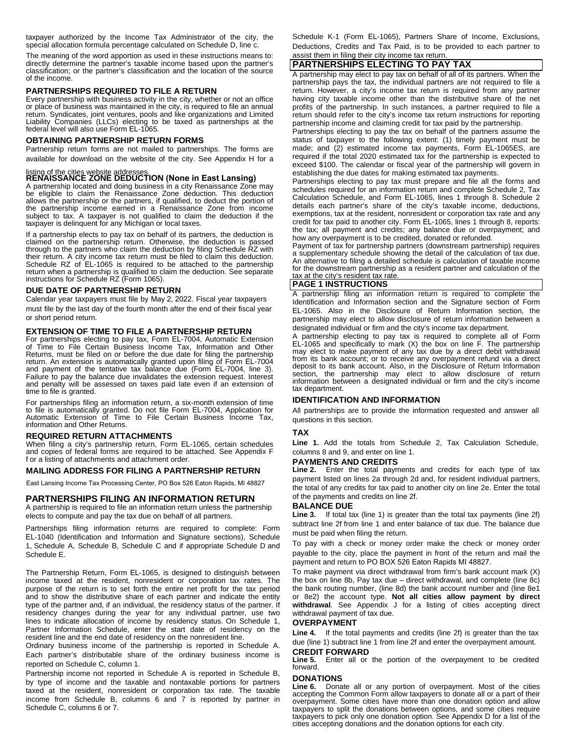taxpayer authorized by the Income Tax Administrator of the city, the special allocation formula percentage calculated on Schedule D, line c.

The meaning of the word apportion as used in these instructions means to: directly determine the partner's taxable income based upon the partner's classification; or the partner's classification and the location of the source of the income.

### PARTNERSHIPS REQUIRED TO FILE A RETURN

Every partnership with business activity in the city, whether or not an office or place of business was maintained in the city, is required to file an annual return. Syndicates, joint ventures, pools and like organizations and Limited Liability Companies (LLCs) electing to be taxed as partnerships at the federal level will also use Form EL-1065.

### OBTAINING PARTNERSHIP RETURN FORMS

Partnership return forms are not mailed to partnerships. The forms are available for download on the website of the city. See Appendix H for a listing of the cities website addresses.

### RENAISSANCE ZONE DEDUCTION (None in East Lansing)

A partnership located and doing business in a city Renaissance Zone may be eligible to claim the Renaissance Zone deduction. This deduction allows the partnership or the partners, if qualified, to deduct the portion of the partnership income earned in a Renaissance Zone from income subject to tax. A taxpayer is not qualified to claim the deduction if the taxpayer is delinquent for any Michigan or local taxes.

If a partnership elects to pay tax on behalf of its partners, the deduction is claimed on the partnership return. Otherwise, the deduction is passed through to the partners who claim the deduction by filing Schedule RZ with their return. A city income tax return must be filed to claim this deduction. Schedule RZ of EL-1065 is required to be attached to the partnership return when a partnership is qualified to claim the deduction. See separate instructions for Schedule RZ (Form 1065).

### DUE DATE OF PARTNERSHIP RETURN

Calendar year taxpayers must file by May 2, 2022. Fiscal year taxpayers must file by the last day of the fourth month after the end of their fiscal year or short period return.

### EXTENSION OF TIME TO FILE A PARTNERSHIP RETURN

For partnerships electing to pay tax, Form EL-7004, Automatic Extension of Time to File Certain Business Income Tax, Information and Other Returns, must be filed on or before the due date for filing the partnership return. An extension is automatically granted upon filing of Form EL-7004 and payment of the tentative tax balance due (Form EL-7004, line 3). Failure to pay the balance due invalidates the extension request. Interest and penalty will be assessed on taxes paid late even if an extension of time to file is granted.

For partnerships filing an information return, a six-month extension of time to file is automatically granted. Do not file Form EL-7004, Application for Automatic Extension of Time to File Certain Business Income Tax, information and Other Returns.

### REQUIRED RETURN ATTACHMENTS

When filing a city's partnership return, Form EL-1065, certain schedules and copies of federal forms are required to be attached. See Appendix F for a listing of attachments and attachment order.

### MAILING ADDRESS FOR FILING A PARTNERSHIP RETURN

East Lansing Income Tax Processing Center, PO Box 526 Eaton Rapids, MI 48827

### PARTNERSHIPS FILING AN INFORMATION RETURN

A partnership is required to file an information return unless the partnership elects to compute and pay the tax due on behalf of all partners.

Partnerships filing information returns are required to complete: Form EL-1040 (Identification and Information and Signature sections), Schedule 1, Schedule A, Schedule B, Schedule C and if appropriate Schedule D and Schedule E.

The Partnership Return, Form EL-1065, is designed to distinguish between income taxed at the resident, nonresident or corporation tax rates. The purpose of the return is to set forth the entire net profit for the tax period and to show the distributive share of each partner and indicate the entity type of the partner and, if an individual, the residency status of the partner. If residency changes during the year for any individual partner, use two lines to indicate allocation of income by residency status. On Schedule 1, Partner Information Schedule, enter the start date of residency on the resident line and the end date of residency on the nonresident line.

Ordinary business income of the partnership is reported in Schedule A. Each partner's distributable share of the ordinary business income is reported on Schedule C, column 1.

Partnership income not reported in Schedule A is reported in Schedule B, by type of income and the taxable and nontaxable portions for partners taxed at the resident, nonresident or corporation tax rate. The taxable income from Schedule B, columns 6 and 7 is reported by partner in Schedule C, columns 6 or 7.

Schedule K-1 (Form EL-1065), Partners Share of Income, Exclusions, Deductions, Credits and Tax Paid, is to be provided to each partner to assist them in filing their city income tax return.

## PARTNERSHIPS ELECTING TO PAY TAX

A partnership may elect to pay tax on behalf of all of its partners. When the partnership pays the tax, the individual partners are not required to file a return. However, a city's income tax return is required from any partner having city taxable income other than the distributive share of the net profits of the partnership. In such instances, a partner required to file a return should refer to the city's income tax return instructions for reporting partnership income and claiming credit for tax paid by the partnership.

Partnerships electing to pay the tax on behalf of the partners assume the status of taxpayer to the following extent: (1) timely payment must be made; and (2) estimated income tax payments, Form EL-1065ES, are required if the total 2020 estimated tax for the partnership is expected to exceed $100. The calendar or fiscal year of the partnership will govern in establishing the due dates for making estimated tax payments.

Partnerships electing to pay tax must prepare and file all the forms and schedules required for an information return and complete Schedule 2, Tax Calculation Schedule, and Form EL-1065, lines 1 through 8. Schedule 2 details each partner's share of the city's taxable income, deductions, exemptions, tax at the resident, nonresident or corporation tax rate and any credit for tax paid to another city. Form EL-1065, lines 1 through 8, reports: the tax; all payment and credits; any balance due or overpayment; and how any overpayment is to be credited, donated or refunded.

Payment of tax for partnership partners (downstream partnership) requires a supplementary schedule showing the detail of the calculation of tax due. An alternative to filing a detailed schedule is calculation of taxable income for the downstream partnership as a resident partner and calculation of the tax at the city's resident tax rate.

## PAGE 1 INSTRUCTIONS

A partnership filing an information return is required to complete the Identification and Information section and the Signature section of Form EL-1065. Also in the Disclosure of Return Information section, the partnership may elect to allow disclosure of return information between a designated individual or firm and the city's income tax department.

A partnership electing to pay tax is required to complete all of Form EL-1065 and specifically to mark (X) the box on line F. The partnership may elect to make payment of any tax due by a direct debit withdrawal from its bank account; or to receive any overpayment refund via a direct deposit to its bank account. Also, in the Disclosure of Return Information section, the partnership may elect to allow disclosure of return information between a designated individual or firm and the city's income tax department.

### IDENTIFICATION AND INFORMATION

All partnerships are to provide the information requested and answer all questions in this section.

### TAX

**Line 1.** Add the totals from Schedule 2, Tax Calculation Schedule, columns 8 and 9, and enter on line 1.

### PAYMENTS AND CREDITS

**Line 2.** Enter the total payments and credits for each type of tax payment listed on lines 2a through 2d and, for resident individual partners, the total of any credits for tax paid to another city on line 2e. Enter the total of the payments and credits on line 2f.

### BALANCE DUE

**Line 3.** If total tax (line 1) is greater than the total tax payments (line 2f) subtract line 2f from line 1 and enter balance of tax due. The balance due must be paid when filing the return.

To pay with a check or money order make the check or money order payable to the city, place the payment in front of the return and mail the payment and return to PO BOX 526 Eaton Rapids MI 48827.

To make payment via direct withdrawal from firm's bank account mark (X) the box on line 8b, Pay tax due – direct withdrawal, and complete (line 8c) the bank routing number, (line 8d) the bank account number and (line 8e1 or 8e2) the account type. **Not all cities allow payment by direct withdrawal**. See Appendix J for a listing of cities accepting direct withdrawal payment of tax due.

### OVERPAYMENT

**Line 4.** If the total payments and credits (line 2f) is greater than the tax due (line 1) subtract line 1 from line 2f and enter the overpayment amount.

### CREDIT FORWARD

**Line 5.** Enter all or the portion of the overpayment to be credited forward.

### DONATIONS

**Line 6.** Donate all or any portion of overpayment. Most of the cities accepting the Common Form allow taxpayers to donate all or a part of their overpayment. Some cities have more than one donation option and allow taxpayers to split the donations between options, and some cities require taxpayers to pick only one donation option. See Appendix D for a list of the cities accepting donations and the donation options for each city.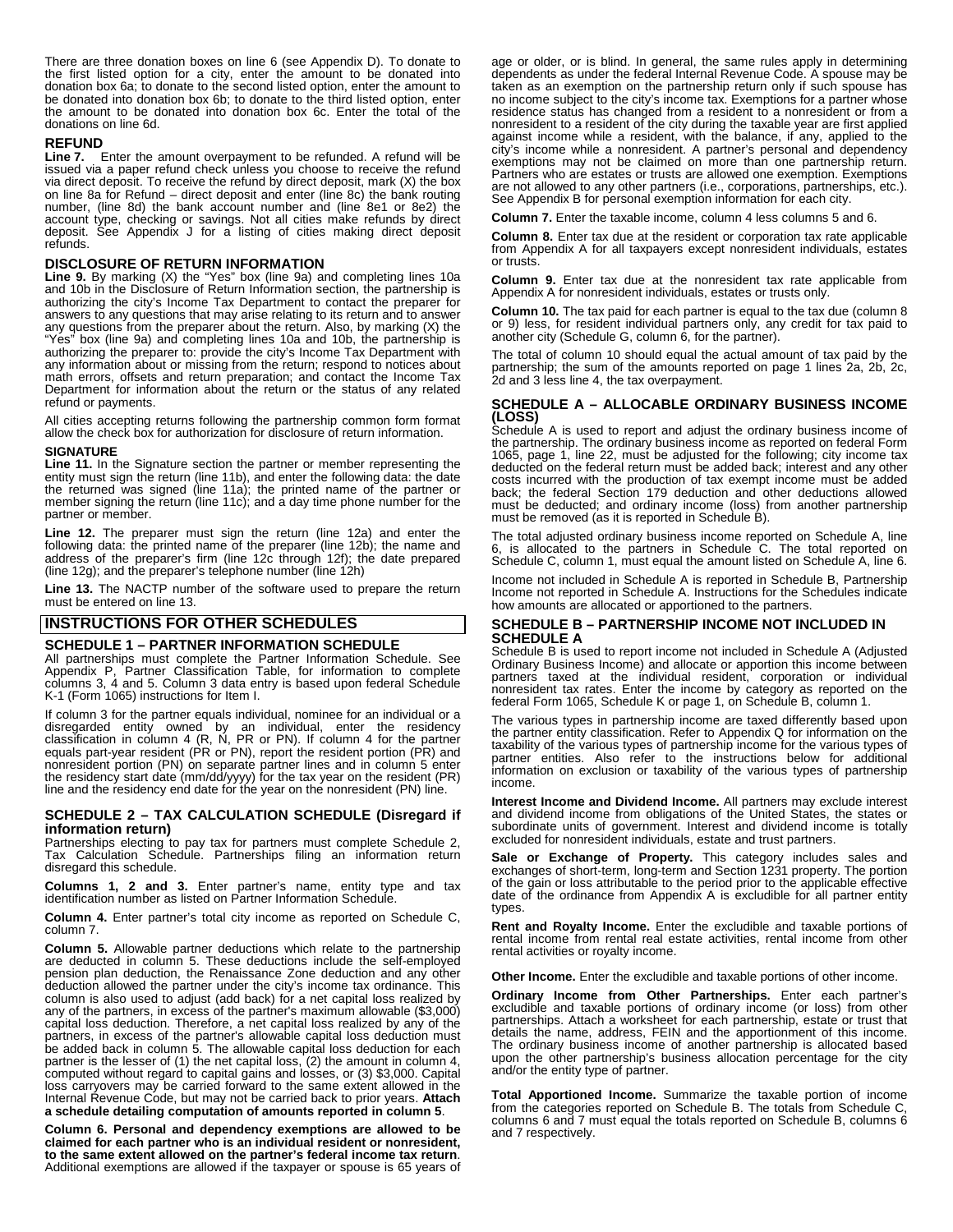There are three donation boxes on line 6 (see Appendix D). To donate to the first listed option for a city, enter the amount to be donated into donation box 6a; to donate to the second listed option, enter the amount to be donated into donation box 6b; to donate to the third listed option, enter the amount to be donated into donation box 6c. Enter the total of the donations on line 6d.

### REFUND

**Line 7.** Enter the amount overpayment to be refunded. A refund will be issued via a paper refund check unless you choose to receive the refund via direct deposit. To receive the refund by direct deposit, mark (X) the box on line 8a for Refund – direct deposit and enter (line 8c) the bank routing number, (line 8d) the bank account number and (line 8e1 or 8e2) the account type, checking or savings. Not all cities make refunds by direct deposit. See Appendix J for a listing of cities making direct deposit refunds.

### DISCLOSURE OF RETURN INFORMATION

**Line 9.** By marking (X) the "Yes" box (line 9a) and completing lines 10a and 10b in the Disclosure of Return Information section, the partnership is authorizing the city's Income Tax Department to contact the preparer for answers to any questions that may arise relating to its return and to answer any questions from the preparer about the return. Also, by marking (X) the "Yes" box (line 9a) and completing lines 10a and 10b, the partnership is authorizing the preparer to: provide the city's Income Tax Department with any information about or missing from the return; respond to notices about math errors, offsets and return preparation; and contact the Income Tax Department for information about the return or the status of any related refund or payments.

All cities accepting returns following the partnership common form format allow the check box for authorization for disclosure of return information.

### SIGNATURE

**Line 11.** In the Signature section the partner or member representing the entity must sign the return (line 11b), and enter the following data: the date the returned was signed (line 11a); the printed name of the partner or member signing the return (line 11c); and a day time phone number for the partner or member.

**Line 12.** The preparer must sign the return (line 12a) and enter the following data: the printed name of the preparer (line 12b); the name and address of the preparer's firm (line 12c through 12f); the date prepared (line 12g); and the preparer's telephone number (line 12h)

**Line 13.** The NACTP number of the software used to prepare the return must be entered on line 13.

## INSTRUCTIONS FOR OTHER SCHEDULES

### SCHEDULE 1 – PARTNER INFORMATION SCHEDULE

All partnerships must complete the Partner Information Schedule. See Appendix P, Partner Classification Table, for information to complete columns 3, 4 and 5. Column 3 data entry is based upon federal Schedule K-1 (Form 1065) instructions for Item I.

If column 3 for the partner equals individual, nominee for an individual or a disregarded entity owned by an individual, enter the residency classification in column 4 (R, N, PR or PN). If column 4 for the partner equals part-year resident (PR or PN), report the resident portion (PR) and nonresident portion (PN) on separate partner lines and in column 5 enter the residency start date (mm/dd/yyyy) for the tax year on the resident (PR) line and the residency end date for the year on the nonresident (PN) line.

### SCHEDULE 2 – TAX CALCULATION SCHEDULE (Disregard if information return)

Partnerships electing to pay tax for partners must complete Schedule 2, Tax Calculation Schedule. Partnerships filing an information return disregard this schedule.

**Columns 1, 2 and 3.** Enter partner's name, entity type and tax identification number as listed on Partner Information Schedule.

**Column 4.** Enter partner's total city income as reported on Schedule C, column 7.

**Column 5.** Allowable partner deductions which relate to the partnership are deducted in column 5. These deductions include the self-employed pension plan deduction, the Renaissance Zone deduction and any other deduction allowed the partner under the city's income tax ordinance. This column is also used to adjust (add back) for a net capital loss realized by any of the partners, in excess of the partner's maximum allowable ($3,000) capital loss deduction. Therefore, a net capital loss realized by any of the partners, in excess of the partner's allowable capital loss deduction must be added back in column 5. The allowable capital loss deduction for each partner is the lesser of (1) the net capital loss, (2) the amount in column 4, computed without regard to capital gains and losses, or (3) $3,000. Capital loss carryovers may be carried forward to the same extent allowed in the Internal Revenue Code, but may not be carried back to prior years. **Attach a schedule detailing computation of amounts reported in column 5**.

**Column 6. Personal and dependency exemptions are allowed to be claimed for each partner who is an individual resident or nonresident, to the same extent allowed on the partner's federal income tax return**. Additional exemptions are allowed if the taxpayer or spouse is 65 years of age or older, or is blind. In general, the same rules apply in determining dependents as under the federal Internal Revenue Code. A spouse may be taken as an exemption on the partnership return only if such spouse has no income subject to the city's income tax. Exemptions for a partner whose residence status has changed from a resident to a nonresident or from a nonresident to a resident of the city during the taxable year are first applied against income while a resident, with the balance, if any, applied to the city's income while a nonresident. A partner's personal and dependency exemptions may not be claimed on more than one partnership return. Partners who are estates or trusts are allowed one exemption. Exemptions are not allowed to any other partners (i.e., corporations, partnerships, etc.). See Appendix B for personal exemption information for each city.

**Column 7.** Enter the taxable income, column 4 less columns 5 and 6.

**Column 8.** Enter tax due at the resident or corporation tax rate applicable from Appendix A for all taxpayers except nonresident individuals, estates or trusts.

**Column 9.** Enter tax due at the nonresident tax rate applicable from Appendix A for nonresident individuals, estates or trusts only.

**Column 10.** The tax paid for each partner is equal to the tax due (column 8 or 9) less, for resident individual partners only, any credit for tax paid to another city (Schedule G, column 6, for the partner).

The total of column 10 should equal the actual amount of tax paid by the partnership; the sum of the amounts reported on page 1 lines 2a, 2b, 2c, 2d and 3 less line 4, the tax overpayment.

### SCHEDULE A – ALLOCABLE ORDINARY BUSINESS INCOME (LOSS)

Schedule A is used to report and adjust the ordinary business income of the partnership. The ordinary business income as reported on federal Form 1065, page 1, line 22, must be adjusted for the following; city income tax deducted on the federal return must be added back; interest and any other costs incurred with the production of tax exempt income must be added back; the federal Section 179 deduction and other deductions allowed must be deducted; and ordinary income (loss) from another partnership must be removed (as it is reported in Schedule B).

The total adjusted ordinary business income reported on Schedule A, line 6, is allocated to the partners in Schedule C. The total reported on Schedule C, column 1, must equal the amount listed on Schedule A, line 6.

Income not included in Schedule A is reported in Schedule B, Partnership Income not reported in Schedule A. Instructions for the Schedules indicate how amounts are allocated or apportioned to the partners.

### SCHEDULE B – PARTNERSHIP INCOME NOT INCLUDED IN SCHEDULE A

Schedule B is used to report income not included in Schedule A (Adjusted Ordinary Business Income) and allocate or apportion this income between partners taxed at the individual resident, corporation or individual nonresident tax rates. Enter the income by category as reported on the federal Form 1065, Schedule K or page 1, on Schedule B, column 1.

The various types in partnership income are taxed differently based upon the partner entity classification. Refer to Appendix Q for information on the taxability of the various types of partnership income for the various types of partner entities. Also refer to the instructions below for additional information on exclusion or taxability of the various types of partnership income.

**Interest Income and Dividend Income.** All partners may exclude interest and dividend income from obligations of the United States, the states or subordinate units of government. Interest and dividend income is totally excluded for nonresident individuals, estate and trust partners.

**Sale or Exchange of Property.** This category includes sales and exchanges of short-term, long-term and Section 1231 property. The portion of the gain or loss attributable to the period prior to the applicable effective date of the ordinance from Appendix A is excludible for all partner entity types.

**Rent and Royalty Income.** Enter the excludible and taxable portions of rental income from rental real estate activities, rental income from other rental activities or royalty income.

**Other Income.** Enter the excludible and taxable portions of other income.

**Ordinary Income from Other Partnerships.** Enter each partner's excludible and taxable portions of ordinary income (or loss) from other partnerships. Attach a worksheet for each partnership, estate or trust that details the name, address, FEIN and the apportionment of this income. The ordinary business income of another partnership is allocated based upon the other partnership's business allocation percentage for the city and/or the entity type of partner.

**Total Apportioned Income.** Summarize the taxable portion of income from the categories reported on Schedule B. The totals from Schedule C, columns 6 and 7 must equal the totals reported on Schedule B, columns 6 and 7 respectively.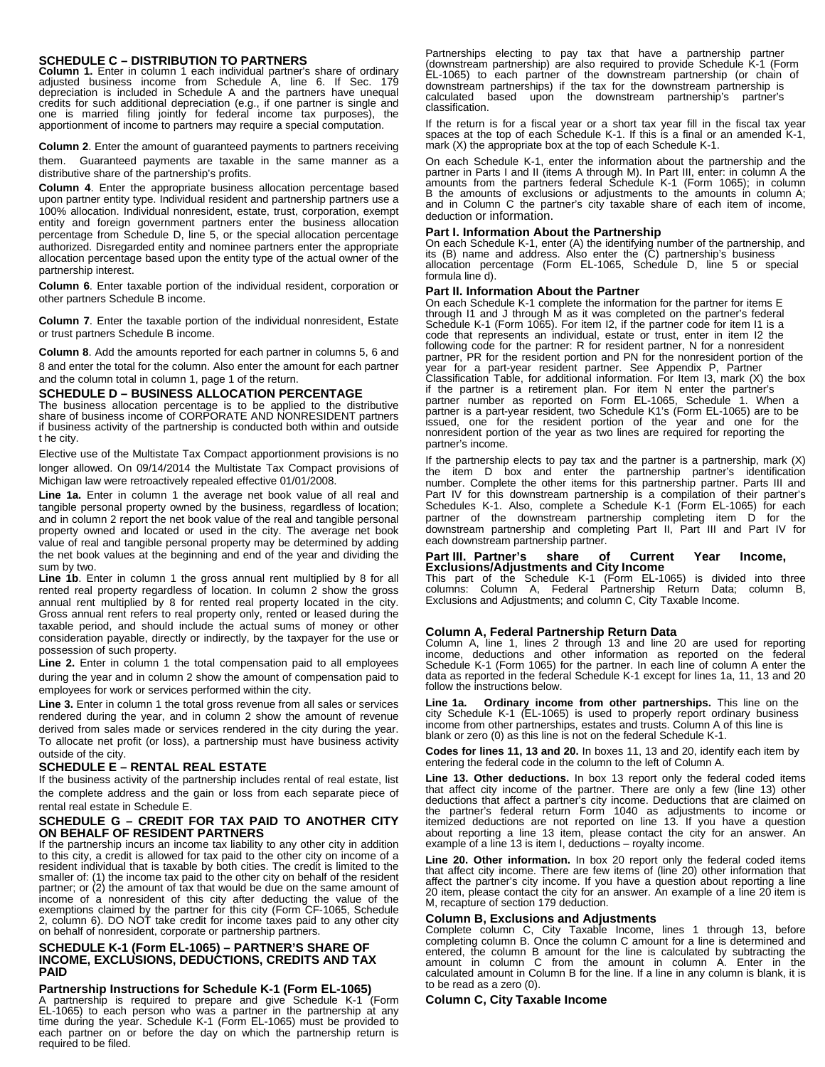## SCHEDULE C – DISTRIBUTION TO PARTNERS

**Column 1.** Enter in column 1 each individual partner's share of ordinary adjusted business income from Schedule A, line 6. If Sec. 179 depreciation is included in Schedule A and the partners have unequal credits for such additional depreciation (e.g., if one partner is single and one is married filing jointly for federal income tax purposes), the apportionment of income to partners may require a special computation.

**Column 2**. Enter the amount of guaranteed payments to partners receiving them. Guaranteed payments are taxable in the same manner as a distributive share of the partnership's profits.

**Column 4**. Enter the appropriate business allocation percentage based upon partner entity type. Individual resident and partnership partners use a 100% allocation. Individual nonresident, estate, trust, corporation, exempt entity and foreign government partners enter the business allocation percentage from Schedule D, line 5, or the special allocation percentage authorized. Disregarded entity and nominee partners enter the appropriate allocation percentage based upon the entity type of the actual owner of the partnership interest.

**Column 6**. Enter taxable portion of the individual resident, corporation or other partners Schedule B income.

**Column 7**. Enter the taxable portion of the individual nonresident, Estate or trust partners Schedule B income.

**Column 8**. Add the amounts reported for each partner in columns 5, 6 and 8 and enter the total for the column. Also enter the amount for each partner and the column total in column 1, page 1 of the return.

## SCHEDULE D – BUSINESS ALLOCATION PERCENTAGE

The business allocation percentage is to be applied to the distributive share of business income of CORPORATE AND NONRESIDENT partners if business activity of the partnership is conducted both within and outside t he city.

Elective use of the Multistate Tax Compact apportionment provisions is no longer allowed. On 09/14/2014 the Multistate Tax Compact provisions of Michigan law were retroactively repealed effective 01/01/2008.

**Line 1a.** Enter in column 1 the average net book value of all real and tangible personal property owned by the business, regardless of location; and in column 2 report the net book value of the real and tangible personal property owned and located or used in the city. The average net book value of real and tangible personal property may be determined by adding the net book values at the beginning and end of the year and dividing the sum by two.

**Line 1b**. Enter in column 1 the gross annual rent multiplied by 8 for all rented real property regardless of location. In column 2 show the gross annual rent multiplied by 8 for rented real property located in the city. Gross annual rent refers to real property only, rented or leased during the taxable period, and should include the actual sums of money or other consideration payable, directly or indirectly, by the taxpayer for the use or possession of such property.

**Line 2.** Enter in column 1 the total compensation paid to all employees during the year and in column 2 show the amount of compensation paid to employees for work or services performed within the city.

**Line 3.** Enter in column 1 the total gross revenue from all sales or services rendered during the year, and in column 2 show the amount of revenue derived from sales made or services rendered in the city during the year. To allocate net profit (or loss), a partnership must have business activity outside of the city.

## SCHEDULE E – RENTAL REAL ESTATE

If the business activity of the partnership includes rental of real estate, list the complete address and the gain or loss from each separate piece of rental real estate in Schedule E.

## SCHEDULE G – CREDIT FOR TAX PAID TO ANOTHER CITY ON BEHALF OF RESIDENT PARTNERS

If the partnership incurs an income tax liability to any other city in addition to this city, a credit is allowed for tax paid to the other city on income of a resident individual that is taxable by both cities. The credit is limited to the smaller of: (1) the income tax paid to the other city on behalf of the resident partner; or (2) the amount of tax that would be due on the same amount of income of a nonresident of this city after deducting the value of the exemptions claimed by the partner for this city (Form CF-1065, Schedule 2, column 6). DO NOT take credit for income taxes paid to any other city on behalf of nonresident, corporate or partnership partners.

## SCHEDULE K-1 (Form EL-1065) – PARTNER'S SHARE OF INCOME, EXCLUSIONS, DEDUCTIONS, CREDITS AND TAX PAID

### Partnership Instructions for Schedule K-1 (Form EL-1065)

A partnership is required to prepare and give Schedule K-1 (Form EL-1065) to each person who was a partner in the partnership at any time during the year. Schedule K-1 (Form EL-1065) must be provided to each partner on or before the day on which the partnership return is required to be filed.

Partnerships electing to pay tax that have a partnership partner (downstream partnership) are also required to provide Schedule K-1 (Form EL-1065) to each partner of the downstream partnership (or chain of downstream partnerships) if the tax for the downstream partnership is calculated based upon the downstream partnership's partner's classification.

If the return is for a fiscal year or a short tax year fill in the fiscal tax year spaces at the top of each Schedule K-1. If this is a final or an amended K-1, mark (X) the appropriate box at the top of each Schedule K-1.

On each Schedule K-1, enter the information about the partnership and the partner in Parts I and II (items A through M). In Part III, enter: in column A the amounts from the partners federal Schedule K-1 (Form 1065); in column B the amounts of exclusions or adjustments to the amounts in column A; and in Column C the partner's city taxable share of each item of income, deduction or information.

### Part I. Information About the Partnership

On each Schedule K-1, enter (A) the identifying number of the partnership, and its (B) name and address. Also enter the (C) partnership's business allocation percentage (Form EL-1065, Schedule D, line 5 or special formula line d).

### Part II. Information About the Partner

On each Schedule K-1 complete the information for the partner for items E through I1 and J through M as it was completed on the partner's federal Schedule K-1 (Form 1065). For item I2, if the partner code for item I1 is a code that represents an individual, estate or trust, enter in item I2 the following code for the partner: R for resident partner, N for a nonresident partner, PR for the resident portion and PN for the nonresident portion of the year for a part-year resident partner. See Appendix P, Partner Classification Table, for additional information. For Item I3, mark (X) the box if the partner is a retirement plan. For item N enter the partner's partner number as reported on Form EL-1065, Schedule 1. When a partner is a part-year resident, two Schedule K1's (Form EL-1065) are to be issued, one for the resident portion of the year and one for the nonresident portion of the year as two lines are required for reporting the partner's income.

If the partnership elects to pay tax and the partner is a partnership, mark (X) the item D box and enter the partnership partner's identification number. Complete the other items for this partnership partner. Parts III and Part IV for this downstream partnership is a compilation of their partner's Schedules K-1. Also, complete a Schedule K-1 (Form EL-1065) for each partner of the downstream partnership completing item D for the downstream partnership and completing Part II, Part III and Part IV for each downstream partnership partner.

### Part III. Partner's share of Current Year Income, Exclusions/Adjustments and City Income

This part of the Schedule K-1 (Form EL-1065) is divided into three columns: Column A, Federal Partnership Return Data; column B, Exclusions and Adjustments; and column C, City Taxable Income.

### Column A, Federal Partnership Return Data

Column A, line 1, lines 2 through 13 and line 20 are used for reporting income, deductions and other information as reported on the federal Schedule K-1 (Form 1065) for the partner. In each line of column A enter the data as reported in the federal Schedule K-1 except for lines 1a, 11, 13 and 20 follow the instructions below.

**Line 1a. Ordinary income from other partnerships.** This line on the city Schedule K-1 (EL-1065) is used to properly report ordinary business income from other partnerships, estates and trusts. Column A of this line is blank or zero (0) as this line is not on the federal Schedule K-1.

**Codes for lines 11, 13 and 20.** In boxes 11, 13 and 20, identify each item by entering the federal code in the column to the left of Column A.

**Line 13. Other deductions.** In box 13 report only the federal coded items that affect city income of the partner. There are only a few (line 13) other deductions that affect a partner's city income. Deductions that are claimed on the partner's federal return Form 1040 as adjustments to income or itemized deductions are not reported on line 13. If you have a question about reporting a line 13 item, please contact the city for an answer. An example of a line 13 is item I, deductions – royalty income.

**Line 20. Other information.** In box 20 report only the federal coded items that affect city income. There are few items of (line 20) other information that affect the partner's city income. If you have a question about reporting a line 20 item, please contact the city for an answer. An example of a line 20 item is M, recapture of section 179 deduction.

### Column B, Exclusions and Adjustments

Complete column C, City Taxable Income, lines 1 through 13, before completing column B. Once the column C amount for a line is determined and entered, the column B amount for the line is calculated by subtracting the amount in column C from the amount in column A. Enter in the calculated amount in Column B for the line. If a line in any column is blank, it is to be read as a zero (0).

### Column C, City Taxable Income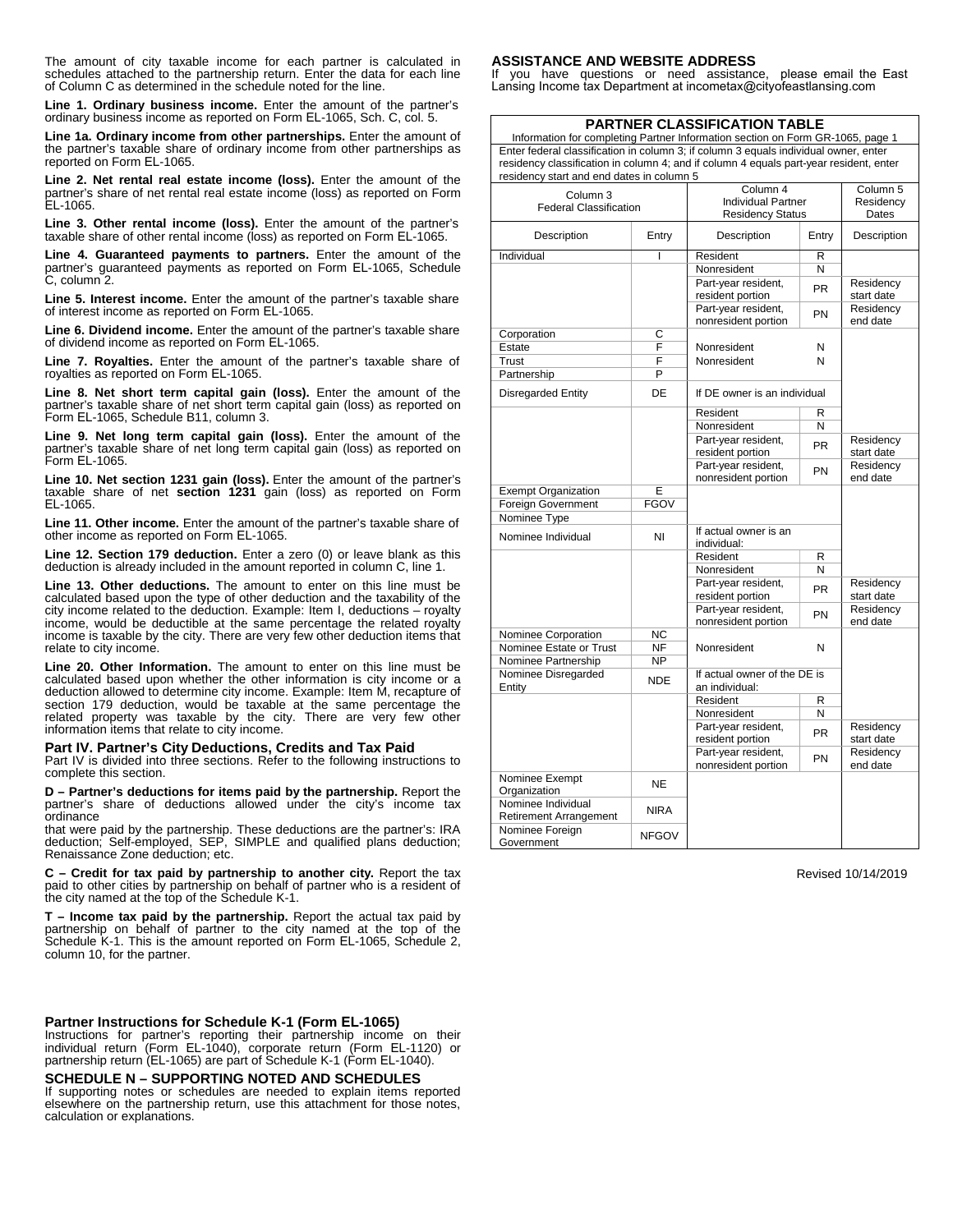The amount of city taxable income for each partner is calculated in schedules attached to the partnership return. Enter the data for each line of Column C as determined in the schedule noted for the line.

**Line 1. Ordinary business income.** Enter the amount of the partner's ordinary business income as reported on Form EL-1065, Sch. C, col. 5.

**Line 1a. Ordinary income from other partnerships.** Enter the amount of the partner's taxable share of ordinary income from other partnerships as reported on Form EL-1065.

**Line 2. Net rental real estate income (loss).** Enter the amount of the partner's share of net rental real estate income (loss) as reported on Form EL-1065.

**Line 3. Other rental income (loss).** Enter the amount of the partner's taxable share of other rental income (loss) as reported on Form EL-1065.

**Line 4. Guaranteed payments to partners.** Enter the amount of the partner's guaranteed payments as reported on Form EL-1065, Schedule C, column 2.

**Line 5. Interest income.** Enter the amount of the partner's taxable share of interest income as reported on Form EL-1065.

**Line 6. Dividend income.** Enter the amount of the partner's taxable share of dividend income as reported on Form EL-1065.

**Line 7. Royalties.** Enter the amount of the partner's taxable share of royalties as reported on Form EL-1065.

**Line 8. Net short term capital gain (loss).** Enter the amount of the partner's taxable share of net short term capital gain (loss) as reported on Form EL-1065, Schedule B11, column 3.

**Line 9. Net long term capital gain (loss).** Enter the amount of the partner's taxable share of net long term capital gain (loss) as reported on Form EL-1065.

**Line 10. Net section 1231 gain (loss).** Enter the amount of the partner's taxable share of net **section 1231** gain (loss) as reported on Form EL-1065.

**Line 11. Other income.** Enter the amount of the partner's taxable share of other income as reported on Form EL-1065.

**Line 12. Section 179 deduction.** Enter a zero (0) or leave blank as this deduction is already included in the amount reported in column C, line 1.

**Line 13. Other deductions.** The amount to enter on this line must be calculated based upon the type of other deduction and the taxability of the city income related to the deduction. Example: Item I, deductions – royalty income, would be deductible at the same percentage the related royalty income is taxable by the city. There are very few other deduction items that relate to city income.

**Line 20. Other Information.** The amount to enter on this line must be calculated based upon whether the other information is city income or a deduction allowed to determine city income. Example: Item M, recapture of section 179 deduction, would be taxable at the same percentage the related property was taxable by the city. There are very few other information items that relate to city income.

### Part IV. Partner's City Deductions, Credits and Tax Paid

Part IV is divided into three sections. Refer to the following instructions to complete this section.

**D – Partner's deductions for items paid by the partnership.** Report the partner's share of deductions allowed under the city's income tax ordinance
that were paid by the partnership. These deductions are the partner's: IRA deduction; Self-employed, SEP, SIMPLE and qualified plans deduction; Renaissance Zone deduction; etc.

**C – Credit for tax paid by partnership to another city.** Report the tax paid to other cities by partnership on behalf of partner who is a resident of the city named at the top of the Schedule K-1.

**T – Income tax paid by the partnership.** Report the actual tax paid by partnership on behalf of partner to the city named at the top of the Schedule K-1. This is the amount reported on Form EL-1065, Schedule 2, column 10, for the partner.

### Partner Instructions for Schedule K-1 (Form EL-1065)

Instructions for partner's reporting their partnership income on their individual return (Form EL-1040), corporate return (Form EL-1120) or partnership return (EL-1065) are part of Schedule K-1 (Form EL-1040).

### SCHEDULE N – SUPPORTING NOTED AND SCHEDULES

If supporting notes or schedules are needed to explain items reported elsewhere on the partnership return, use this attachment for those notes, calculation or explanations.

### ASSISTANCE AND WEBSITE ADDRESS

If you have questions or need assistance, please email the East Lansing Income tax Department at incometax@cityofeastlansing.com

**PARTNER CLASSIFICATION TABLE**

Information for completing Partner Information section on Form GR-1065, page 1

Enter federal classification in column 3; if column 3 equals individual owner, enter residency classification in column 4; and if column 4 equals part-year resident, enter residency start and end dates in column 5

| Column 3 Federal Classification | | Column 4 Individual Partner Residency Status | | Column 5 Residency Dates |
|---|---|---|---|---|
| Description | Entry | Description | Entry | Description |
| Individual | I | Resident | R | |
| | | Nonresident | N | |
| | | Part-year resident, resident portion | PR | Residency start date |
| | | Part-year resident, nonresident portion | PN | Residency end date |
| Corporation | C | | | |
| Estate | F | Nonresident | N | |
| Trust | F | Nonresident | N | |
| Partnership | P | | | |
| Disregarded Entity | DE | If DE owner is an individual | | |
| | | Resident | R | |
| | | Nonresident | N | |
| | | Part-year resident, resident portion | PR | Residency start date |
| | | Part-year resident, nonresident portion | PN | Residency end date |
| Exempt Organization | E | | | |
| Foreign Government | FGOV | | | |
| Nominee Type | | | | |
| Nominee Individual | NI | If actual owner is an individual: | | |
| | | Resident | R | |
| | | Nonresident | N | |
| | | Part-year resident, resident portion | PR | Residency start date |
| | | Part-year resident, nonresident portion | PN | Residency end date |
| Nominee Corporation | NC | | | |
| Nominee Estate or Trust | NF | Nonresident | N | |
| Nominee Partnership | NP | | | |
| Nominee Disregarded Entity | NDE | If actual owner of the DE is an individual: | | |
| | | Resident | R | |
| | | Nonresident | N | |
| | | Part-year resident, resident portion | PR | Residency start date |
| | | Part-year resident, nonresident portion | PN | Residency end date |
| Nominee Exempt Organization | NE | | | |
| Nominee Individual Retirement Arrangement | NIRA | | | |
| Nominee Foreign Government | NFGOV | | | |

Revised 10/14/2019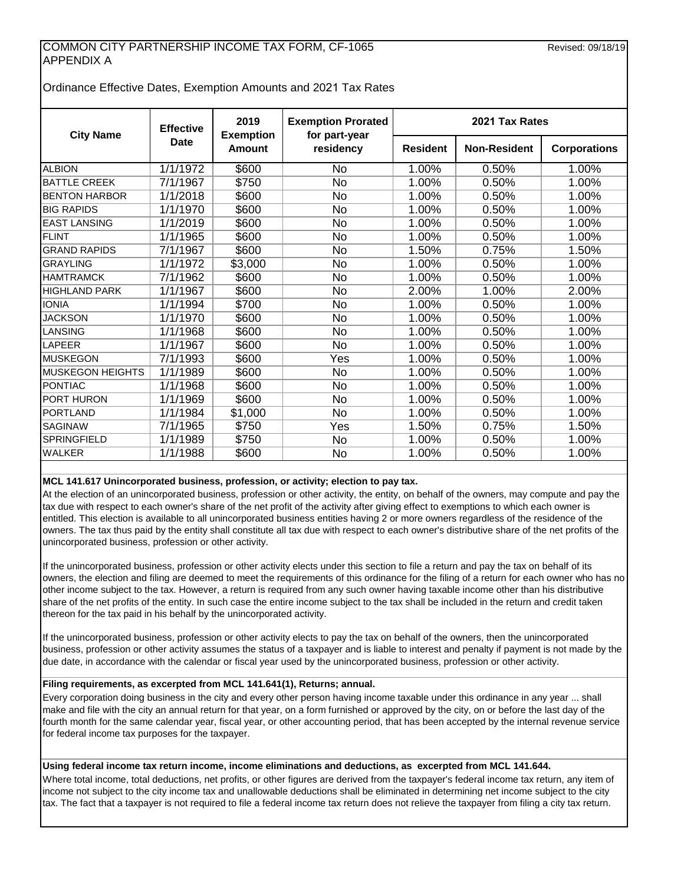COMMON CITY PARTNERSHIP INCOME TAX FORM, CF-1065
APPENDIX A

Revised: 09/18/19

Ordinance Effective Dates, Exemption Amounts and 2021 Tax Rates

| City Name | Effective Date | 2019 Exemption Amount | Exemption Prorated for part-year residency | 2021 Tax Rates | | |
|---|---|---|---|---|---|---|
| | | | | Resident | Non-Resident | Corporations |
| ALBION | 1/1/1972 | $600 | No | 1.00% | 0.50% | 1.00% |
| BATTLE CREEK | 7/1/1967 | $750 | No | 1.00% | 0.50% | 1.00% |
| BENTON HARBOR | 1/1/2018 | $600 | No | 1.00% | 0.50% | 1.00% |
| BIG RAPIDS | 1/1/1970 | $600 | No | 1.00% | 0.50% | 1.00% |
| EAST LANSING | 1/1/2019 | $600 | No | 1.00% | 0.50% | 1.00% |
| FLINT | 1/1/1965 | $600 | No | 1.00% | 0.50% | 1.00% |
| GRAND RAPIDS | 7/1/1967 | $600 | No | 1.50% | 0.75% | 1.50% |
| GRAYLING | 1/1/1972 | $3,000 | No | 1.00% | 0.50% | 1.00% |
| HAMTRAMCK | 7/1/1962 | $600 | No | 1.00% | 0.50% | 1.00% |
| HIGHLAND PARK | 1/1/1967 | $600 | No | 2.00% | 1.00% | 2.00% |
| IONIA | 1/1/1994 | $700 | No | 1.00% | 0.50% | 1.00% |
| JACKSON | 1/1/1970 | $600 | No | 1.00% | 0.50% | 1.00% |
| LANSING | 1/1/1968 | $600 | No | 1.00% | 0.50% | 1.00% |
| LAPEER | 1/1/1967 | $600 | No | 1.00% | 0.50% | 1.00% |
| MUSKEGON | 7/1/1993 | $600 | Yes | 1.00% | 0.50% | 1.00% |
| MUSKEGON HEIGHTS | 1/1/1989 | $600 | No | 1.00% | 0.50% | 1.00% |
| PONTIAC | 1/1/1968 | $600 | No | 1.00% | 0.50% | 1.00% |
| PORT HURON | 1/1/1969 | $600 | No | 1.00% | 0.50% | 1.00% |
| PORTLAND | 1/1/1984 | $1,000 | No | 1.00% | 0.50% | 1.00% |
| SAGINAW | 7/1/1965 | $750 | Yes | 1.50% | 0.75% | 1.50% |
| SPRINGFIELD | 1/1/1989 | $750 | No | 1.00% | 0.50% | 1.00% |
| WALKER | 1/1/1988 | $600 | No | 1.00% | 0.50% | 1.00% |

**MCL 141.617 Unincorporated business, profession, or activity; election to pay tax.**

At the election of an unincorporated business, profession or other activity, the entity, on behalf of the owners, may compute and pay the tax due with respect to each owner's share of the net profit of the activity after giving effect to exemptions to which each owner is entitled. This election is available to all unincorporated business entities having 2 or more owners regardless of the residence of the owners. The tax thus paid by the entity shall constitute all tax due with respect to each owner's distributive share of the net profits of the unincorporated business, profession or other activity.

If the unincorporated business, profession or other activity elects under this section to file a return and pay the tax on behalf of its owners, the election and filing are deemed to meet the requirements of this ordinance for the filing of a return for each owner who has no other income subject to the tax. However, a return is required from any such owner having taxable income other than his distributive share of the net profits of the entity. In such case the entire income subject to the tax shall be included in the return and credit taken thereon for the tax paid in his behalf by the unincorporated activity.

If the unincorporated business, profession or other activity elects to pay the tax on behalf of the owners, then the unincorporated business, profession or other activity assumes the status of a taxpayer and is liable to interest and penalty if payment is not made by the due date, in accordance with the calendar or fiscal year used by the unincorporated business, profession or other activity.

**Filing requirements, as excerpted from MCL 141.641(1), Returns; annual.**

Every corporation doing business in the city and every other person having income taxable under this ordinance in any year ... shall make and file with the city an annual return for that year, on a form furnished or approved by the city, on or before the last day of the fourth month for the same calendar year, fiscal year, or other accounting period, that has been accepted by the internal revenue service for federal income tax purposes for the taxpayer.

**Using federal income tax return income, income eliminations and deductions, as excerpted from MCL 141.644.**

Where total income, total deductions, net profits, or other figures are derived from the taxpayer's federal income tax return, any item of income not subject to the city income tax and unallowable deductions shall be eliminated in determining net income subject to the city tax. The fact that a taxpayer is not required to file a federal income tax return does not relieve the taxpayer from filing a city tax return.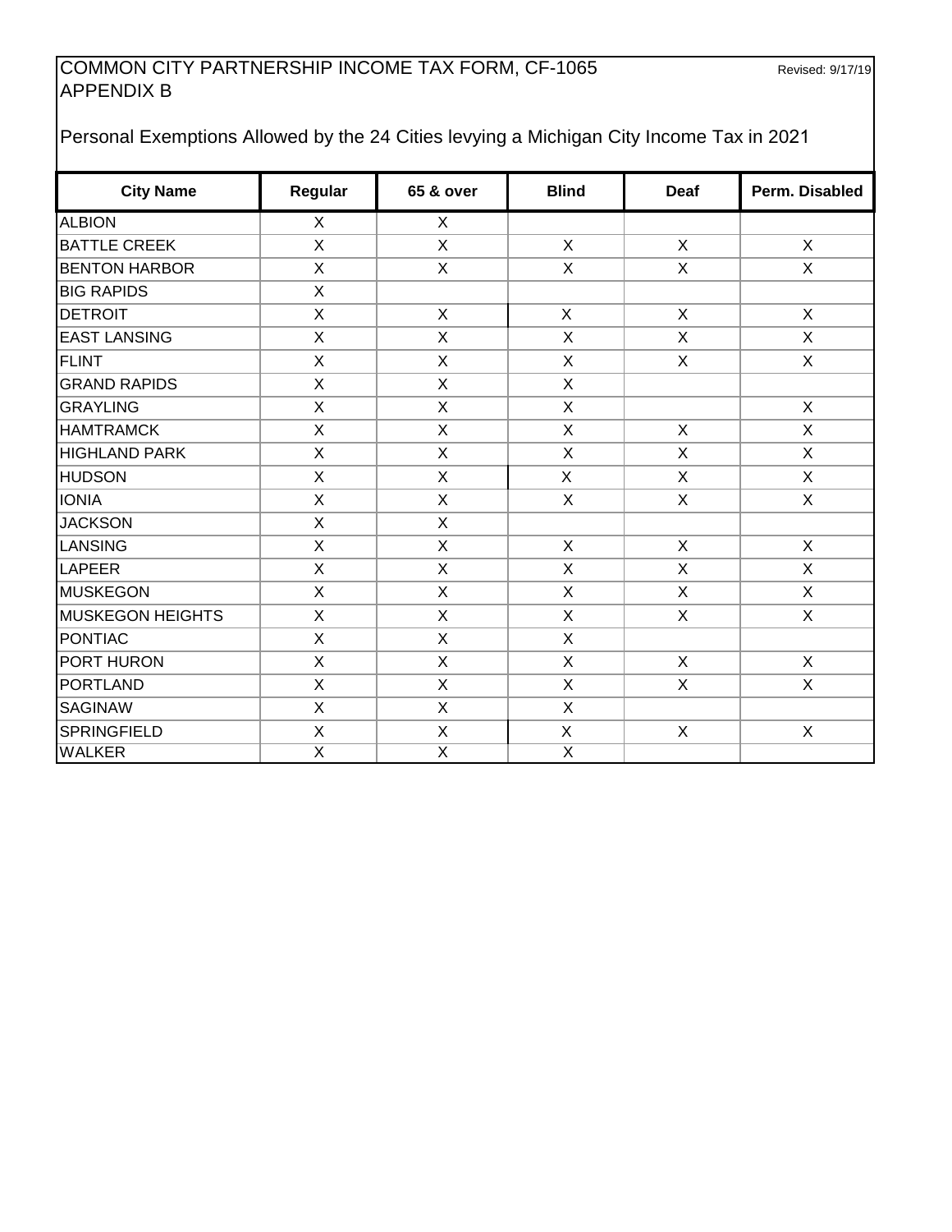# COMMON CITY PARTNERSHIP INCOME TAX FORM, CF-1065
## APPENDIX B

Revised: 9/17/19

Personal Exemptions Allowed by the 24 Cities levying a Michigan City Income Tax in 2021

| City Name | Regular | 65 & over | Blind | Deaf | Perm. Disabled |
|---|---|---|---|---|---|
| ALBION | X | X | | | |
| BATTLE CREEK | X | X | X | X | X |
| BENTON HARBOR | X | X | X | X | X |
| BIG RAPIDS | X | | | | |
| DETROIT | X | X | X | X | X |
| EAST LANSING | X | X | X | X | X |
| FLINT | X | X | X | X | X |
| GRAND RAPIDS | X | X | X | | |
| GRAYLING | X | X | X | | X |
| HAMTRAMCK | X | X | X | X | X |
| HIGHLAND PARK | X | X | X | X | X |
| HUDSON | X | X | X | X | X |
| IONIA | X | X | X | X | X |
| JACKSON | X | X | | | |
| LANSING | X | X | X | X | X |
| LAPEER | X | X | X | X | X |
| MUSKEGON | X | X | X | X | X |
| MUSKEGON HEIGHTS | X | X | X | X | X |
| PONTIAC | X | X | X | | |
| PORT HURON | X | X | X | X | X |
| PORTLAND | X | X | X | X | X |
| SAGINAW | X | X | X | | |
| SPRINGFIELD | X | X | X | X | X |
| WALKER | X | X | X | | |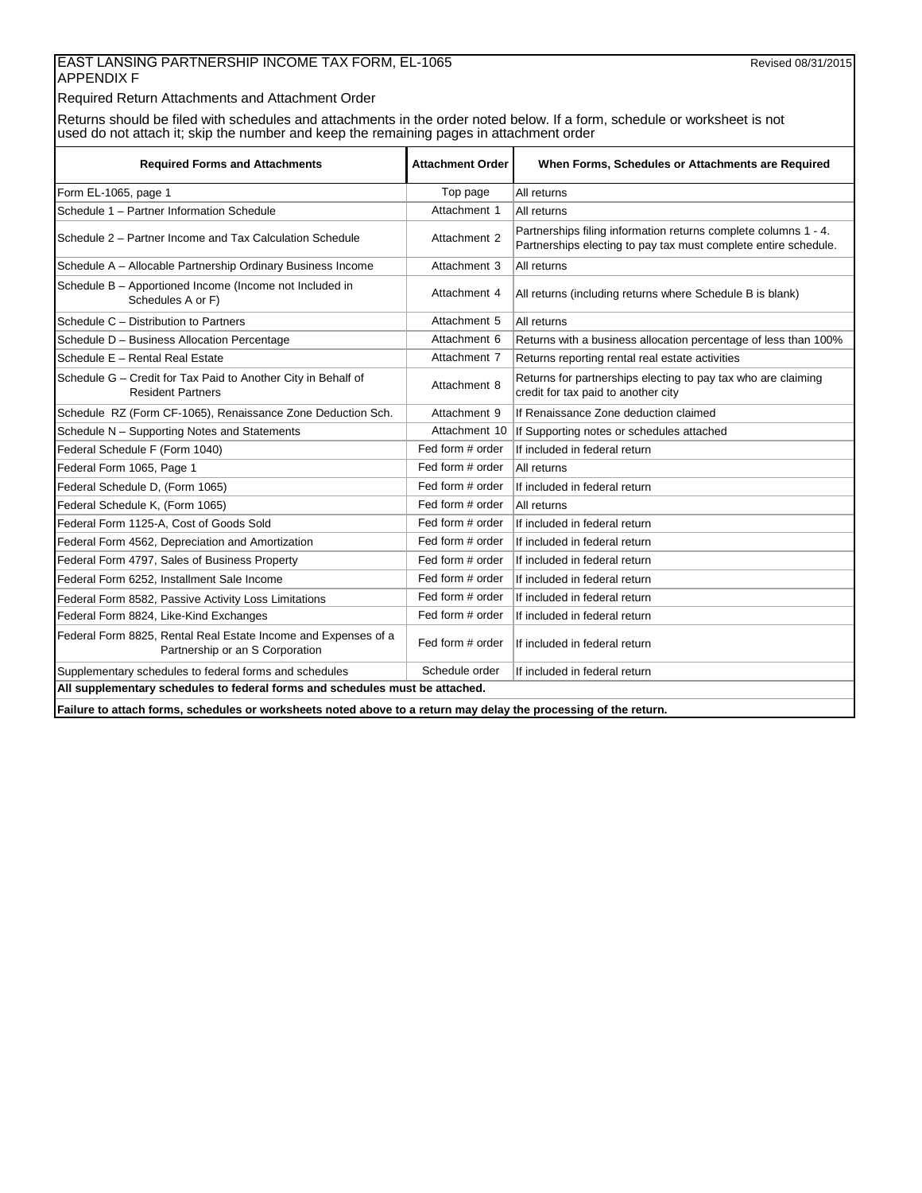# EAST LANSING PARTNERSHIP INCOME TAX FORM, EL-1065

Revised 08/31/2015

## APPENDIX F

Required Return Attachments and Attachment Order

Returns should be filed with schedules and attachments in the order noted below. If a form, schedule or worksheet is not used do not attach it; skip the number and keep the remaining pages in attachment order

| Required Forms and Attachments | Attachment Order | When Forms, Schedules or Attachments are Required |
|---|---|---|
| Form EL-1065, page 1 | Top page | All returns |
| Schedule 1 – Partner Information Schedule | Attachment 1 | All returns |
| Schedule 2 – Partner Income and Tax Calculation Schedule | Attachment 2 | Partnerships filing information returns complete columns 1 - 4. Partnerships electing to pay tax must complete entire schedule. |
| Schedule A – Allocable Partnership Ordinary Business Income | Attachment 3 | All returns |
| Schedule B – Apportioned Income (Income not Included in Schedules A or F) | Attachment 4 | All returns (including returns where Schedule B is blank) |
| Schedule C – Distribution to Partners | Attachment 5 | All returns |
| Schedule D – Business Allocation Percentage | Attachment 6 | Returns with a business allocation percentage of less than 100% |
| Schedule E – Rental Real Estate | Attachment 7 | Returns reporting rental real estate activities |
| Schedule G – Credit for Tax Paid to Another City in Behalf of Resident Partners | Attachment 8 | Returns for partnerships electing to pay tax who are claiming credit for tax paid to another city |
| Schedule RZ (Form CF-1065), Renaissance Zone Deduction Sch. | Attachment 9 | If Renaissance Zone deduction claimed |
| Schedule N – Supporting Notes and Statements | Attachment 10 | If Supporting notes or schedules attached |
| Federal Schedule F (Form 1040) | Fed form # order | If included in federal return |
| Federal Form 1065, Page 1 | Fed form # order | All returns |
| Federal Schedule D, (Form 1065) | Fed form # order | If included in federal return |
| Federal Schedule K, (Form 1065) | Fed form # order | All returns |
| Federal Form 1125-A, Cost of Goods Sold | Fed form # order | If included in federal return |
| Federal Form 4562, Depreciation and Amortization | Fed form # order | If included in federal return |
| Federal Form 4797, Sales of Business Property | Fed form # order | If included in federal return |
| Federal Form 6252, Installment Sale Income | Fed form # order | If included in federal return |
| Federal Form 8582, Passive Activity Loss Limitations | Fed form # order | If included in federal return |
| Federal Form 8824, Like-Kind Exchanges | Fed form # order | If included in federal return |
| Federal Form 8825, Rental Real Estate Income and Expenses of a Partnership or an S Corporation | Fed form # order | If included in federal return |
| Supplementary schedules to federal forms and schedules | Schedule order | If included in federal return |

**All supplementary schedules to federal forms and schedules must be attached.**

**Failure to attach forms, schedules or worksheets noted above to a return may delay the processing of the return.**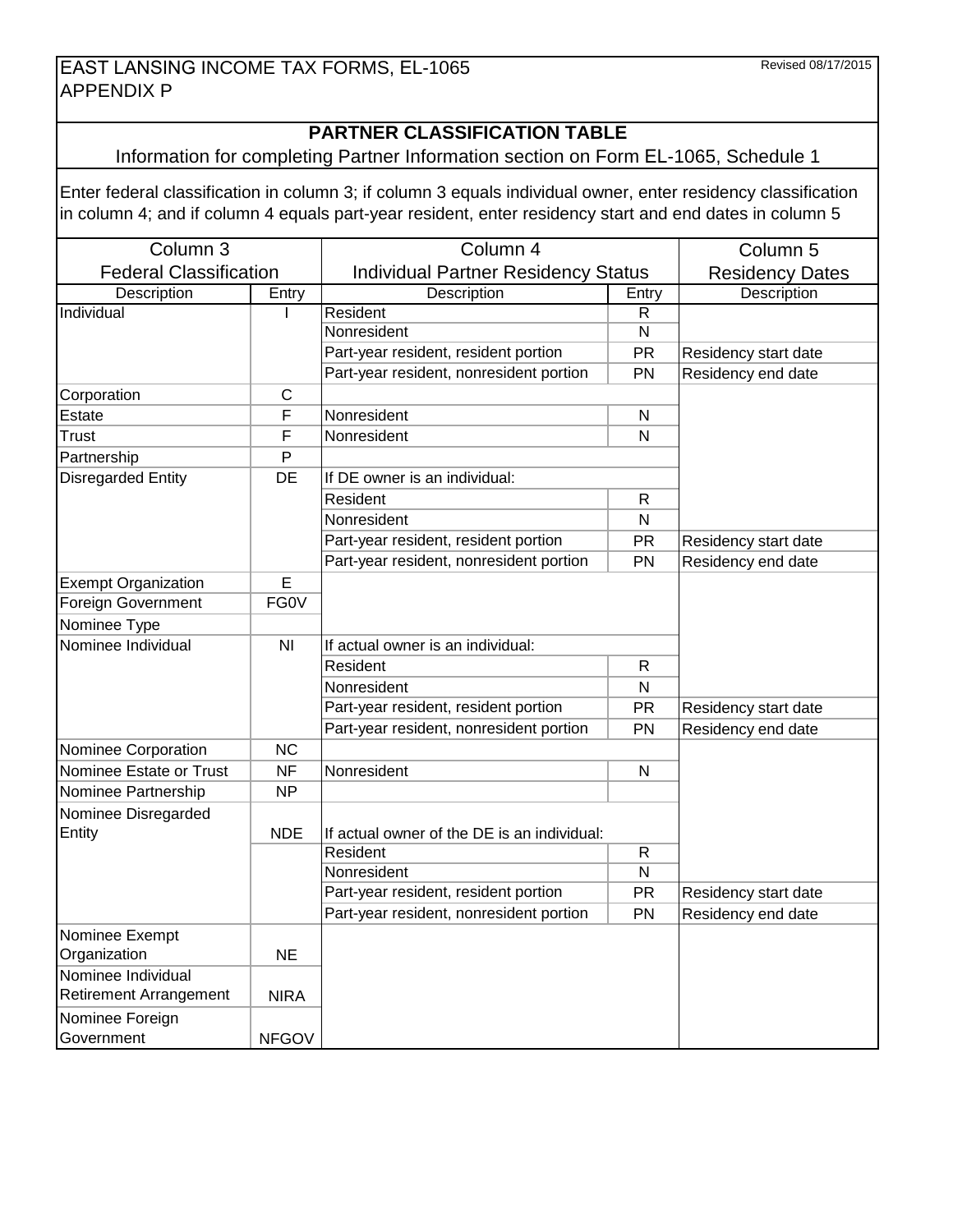# EAST LANSING INCOME TAX FORMS, EL-1065
# APPENDIX P

Revised 08/17/2015

## PARTNER CLASSIFICATION TABLE

Information for completing Partner Information section on Form EL-1065, Schedule 1

Enter federal classification in column 3; if column 3 equals individual owner, enter residency classification in column 4; and if column 4 equals part-year resident, enter residency start and end dates in column 5

| Column 3 Federal Classification | | Column 4 Individual Partner Residency Status | | Column 5 Residency Dates |
|---|---|---|---|---|
| Description | Entry | Description | Entry | Description |
| Individual | I | Resident | R | |
| | | Nonresident | N | |
| | | Part-year resident, resident portion | PR | Residency start date |
| | | Part-year resident, nonresident portion | PN | Residency end date |
| Corporation | C | | | |
| Estate | F | Nonresident | N | |
| Trust | F | Nonresident | N | |
| Partnership | P | | | |
| Disregarded Entity | DE | If DE owner is an individual: | | |
| | | Resident | R | |
| | | Nonresident | N | |
| | | Part-year resident, resident portion | PR | Residency start date |
| | | Part-year resident, nonresident portion | PN | Residency end date |
| Exempt Organization | E | | | |
| Foreign Government | FG0V | | | |
| Nominee Type | | | | |
| Nominee Individual | NI | If actual owner is an individual: | | |
| | | Resident | R | |
| | | Nonresident | N | |
| | | Part-year resident, resident portion | PR | Residency start date |
| | | Part-year resident, nonresident portion | PN | Residency end date |
| Nominee Corporation | NC | | | |
| Nominee Estate or Trust | NF | Nonresident | N | |
| Nominee Partnership | NP | | | |
| Nominee Disregarded Entity | NDE | If actual owner of the DE is an individual: | | |
| | | Resident | R | |
| | | Nonresident | N | |
| | | Part-year resident, resident portion | PR | Residency start date |
| | | Part-year resident, nonresident portion | PN | Residency end date |
| Nominee Exempt Organization | NE | | | |
| Nominee Individual Retirement Arrangement | NIRA | | | |
| Nominee Foreign Government | NFGOV | | | |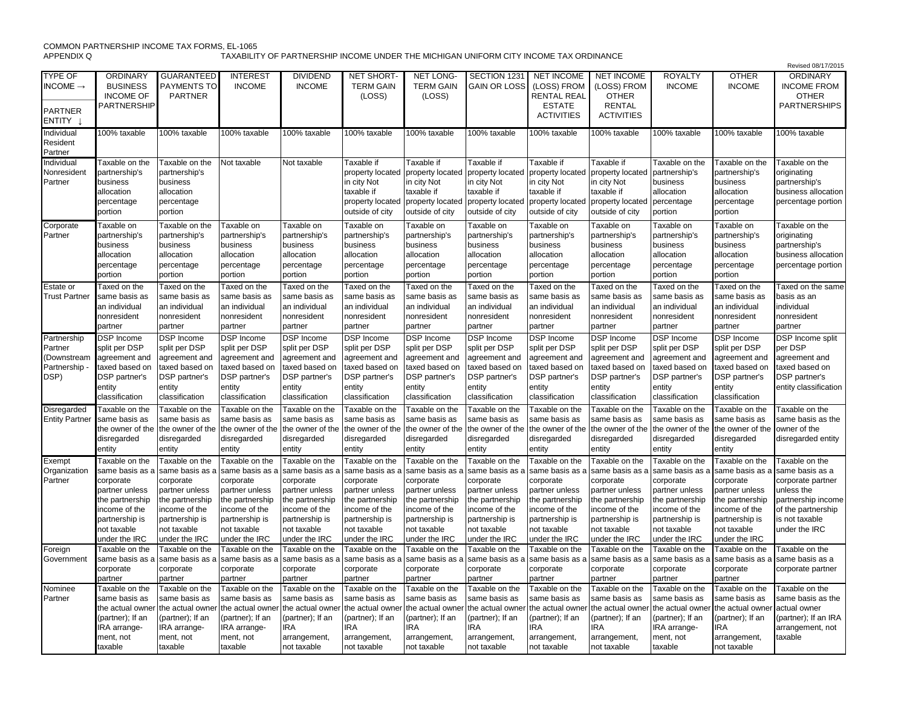COMMON PARTNERSHIP INCOME TAX FORMS, EL-1065
APPENDIX Q

TAXABILITY OF PARTNERSHIP INCOME UNDER THE MICHIGAN UNIFORM CITY INCOME TAX ORDINANCE

Revised 08/17/2015

| TYPE OF INCOME → <br> PARTNER ENTITY ↓ | ORDINARY BUSINESS INCOME OF PARTNERSHIP | GUARANTEED PAYMENTS TO PARTNER | INTEREST INCOME | DIVIDEND INCOME | NET SHORT-TERM GAIN (LOSS) | NET LONG-TERM GAIN (LOSS) | SECTION 1231 GAIN OR LOSS | NET INCOME (LOSS) FROM RENTAL REAL ESTATE ACTIVITIES | NET INCOME (LOSS) FROM OTHER RENTAL ACTIVITIES | ROYALTY INCOME | OTHER INCOME | ORDINARY INCOME FROM OTHER PARTNERSHIPS |
|---|---|---|---|---|---|---|---|---|---|---|---|---|
| Individual Resident Partner | 100% taxable | 100% taxable | 100% taxable | 100% taxable | 100% taxable | 100% taxable | 100% taxable | 100% taxable | 100% taxable | 100% taxable | 100% taxable | 100% taxable |
| Individual Nonresident Partner | Taxable on the partnership's business allocation percentage portion | Taxable on the partnership's business allocation percentage portion | Not taxable | Not taxable | Taxable if property located in city Not taxable if property located outside of city | Taxable if property located in city Not taxable if property located outside of city | Taxable if property located in city Not taxable if property located outside of city | Taxable if property located in city Not taxable if property located outside of city | Taxable if property located in city Not taxable if property located outside of city | Taxable on the partnership's business allocation percentage portion | Taxable on the partnership's business allocation percentage portion | Taxable on the originating partnership's business allocation percentage portion |
| Corporate Partner | Taxable on partnership's business allocation percentage portion | Taxable on the partnership's business allocation percentage portion | Taxable on partnership's business allocation percentage portion | Taxable on partnership's business allocation percentage portion | Taxable on partnership's business allocation percentage portion | Taxable on partnership's business allocation percentage portion | Taxable on partnership's business allocation percentage portion | Taxable on partnership's business allocation percentage portion | Taxable on partnership's business allocation percentage portion | Taxable on partnership's business allocation percentage portion | Taxable on partnership's business allocation percentage portion | Taxable on the originating partnership's business allocation percentage portion |
| Estate or Trust Partner | Taxed on the same basis as an individual nonresident partner | Taxed on the same basis as an individual nonresident partner | Taxed on the same basis as an individual nonresident partner | Taxed on the same basis as an individual nonresident partner | Taxed on the same basis as an individual nonresident partner | Taxed on the same basis as an individual nonresident partner | Taxed on the same basis as an individual nonresident partner | Taxed on the same basis as an individual nonresident partner | Taxed on the same basis as an individual nonresident partner | Taxed on the same basis as an individual nonresident partner | Taxed on the same basis as an individual nonresident partner | Taxed on the same basis as an individual nonresident partner |
| Partnership Partner (Downstream Partnership - DSP) | DSP Income split per DSP agreement and taxed based on DSP partner's entity classification | DSP Income split per DSP agreement and taxed based on DSP partner's entity classification | DSP Income split per DSP agreement and taxed based on DSP partner's entity classification | DSP Income split per DSP agreement and taxed based on DSP partner's entity classification | DSP Income split per DSP agreement and taxed based on DSP partner's entity classification | DSP Income split per DSP agreement and taxed based on DSP partner's entity classification | DSP Income split per DSP agreement and taxed based on DSP partner's entity classification | DSP Income split per DSP agreement and taxed based on DSP partner's entity classification | DSP Income split per DSP agreement and taxed based on DSP partner's entity classification | DSP Income split per DSP agreement and taxed based on DSP partner's entity classification | DSP Income split per DSP agreement and taxed based on DSP partner's entity classification | DSP Income split per DSP agreement and taxed based on DSP partner's entity classification |
| Disregarded Entity Partner | Taxable on the same basis as the owner of the disregarded entity | Taxable on the same basis as the owner of the disregarded entity | Taxable on the same basis as the owner of the disregarded entity | Taxable on the same basis as the owner of the disregarded entity | Taxable on the same basis as the owner of the disregarded entity | Taxable on the same basis as the owner of the disregarded entity | Taxable on the same basis as the owner of the disregarded entity | Taxable on the same basis as the owner of the disregarded entity | Taxable on the same basis as the owner of the disregarded entity | Taxable on the same basis as the owner of the disregarded entity | Taxable on the same basis as the owner of the disregarded entity | Taxable on the same basis as the owner of the disregarded entity |
| Exempt Organization Partner | Taxable on the same basis as a corporate partner unless the partnership income of the partnership is not taxable under the IRC | Taxable on the same basis as a corporate partner unless the partnership income of the partnership is not taxable under the IRC | Taxable on the same basis as a corporate partner unless the partnership income of the partnership is not taxable under the IRC | Taxable on the same basis as a corporate partner unless the partnership income of the partnership is not taxable under the IRC | Taxable on the same basis as a corporate partner unless the partnership income of the partnership is not taxable under the IRC | Taxable on the same basis as a corporate partner unless the partnership income of the partnership is not taxable under the IRC | Taxable on the same basis as a corporate partner unless the partnership income of the partnership is not taxable under the IRC | Taxable on the same basis as a corporate partner unless the partnership income of the partnership is not taxable under the IRC | Taxable on the same basis as a corporate partner unless the partnership income of the partnership is not taxable under the IRC | Taxable on the same basis as a corporate partner unless the partnership income of the partnership is not taxable under the IRC | Taxable on the same basis as a corporate partner unless the partnership income of the partnership is not taxable under the IRC | Taxable on the same basis as a corporate partner unless the partnership income of the partnership is not taxable under the IRC |
| Foreign Government | Taxable on the same basis as a corporate partner | Taxable on the same basis as a corporate partner | Taxable on the same basis as a corporate partner | Taxable on the same basis as a corporate partner | Taxable on the same basis as a corporate partner | Taxable on the same basis as a corporate partner | Taxable on the same basis as a corporate partner | Taxable on the same basis as a corporate partner | Taxable on the same basis as a corporate partner | Taxable on the same basis as a corporate partner | Taxable on the same basis as a corporate partner | Taxable on the same basis as a corporate partner |
| Nominee Partner | Taxable on the same basis as the actual owner (partner); If an IRA arrange-ment, not taxable | Taxable on the same basis as the actual owner (partner); If an IRA arrange-ment, not taxable | Taxable on the same basis as the actual owner (partner); If an IRA arrange-ment, not taxable | Taxable on the same basis as the actual owner (partner); If an IRA arrangement, not taxable | Taxable on the same basis as the actual owner (partner); If an IRA arrangement, not taxable | Taxable on the same basis as the actual owner (partner); If an IRA arrangement, not taxable | Taxable on the same basis as the actual owner (partner); If an IRA arrangement, not taxable | Taxable on the same basis as the actual owner (partner); If an IRA arrangement, not taxable | Taxable on the same basis as the actual owner (partner); If an IRA arrangement, not taxable | Taxable on the same basis as the actual owner (partner); If an IRA arrange-ment, not taxable | Taxable on the same basis as the actual owner (partner); If an IRA arrangement, not taxable | Taxable on the same basis as the actual owner (partner); If an IRA arrangement, not taxable |